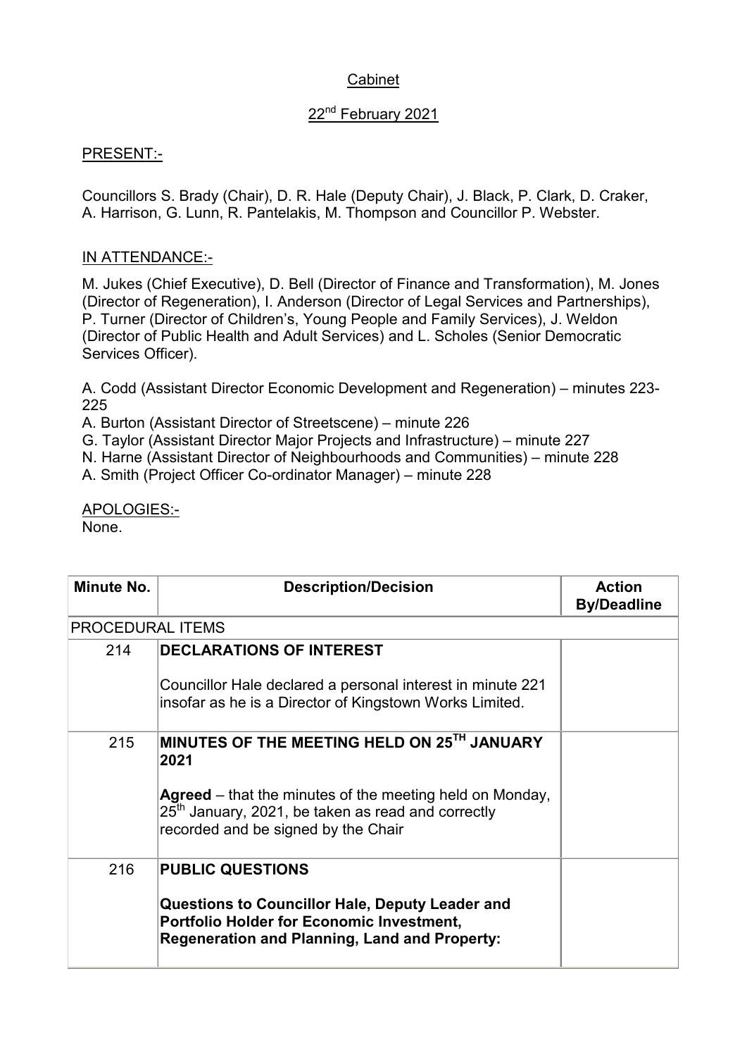# Cabinet

## 22nd February 2021

PRESENT:-

Councillors S. Brady (Chair), D. R. Hale (Deputy Chair), J. Black, P. Clark, D. Craker, A. Harrison, G. Lunn, R. Pantelakis, M. Thompson and Councillor P. Webster.

IN ATTENDANCE:-

M. Jukes (Chief Executive), D. Bell (Director of Finance and Transformation), M. Jones (Director of Regeneration), I. Anderson (Director of Legal Services and Partnerships), P. Turner (Director of Children's, Young People and Family Services), J. Weldon (Director of Public Health and Adult Services) and L. Scholes (Senior Democratic Services Officer).

A. Codd (Assistant Director Economic Development and Regeneration) – minutes 223-225

A. Burton (Assistant Director of Streetscene) – minute 226

G. Taylor (Assistant Director Major Projects and Infrastructure) – minute 227

N. Harne (Assistant Director of Neighbourhoods and Communities) – minute 228

A. Smith (Project Officer Co-ordinator Manager) – minute 228

APOLOGIES:-

None.

| Minute No. | Description/Decision | Action By/Deadline |
|---|---|---|
| PROCEDURAL ITEMS | | |
| 214 | **DECLARATIONS OF INTEREST**<br><br>Councillor Hale declared a personal interest in minute 221 insofar as he is a Director of Kingstown Works Limited. | |
| 215 | **MINUTES OF THE MEETING HELD ON 25TH JANUARY 2021**<br><br>**Agreed** – that the minutes of the meeting held on Monday, 25th January, 2021, be taken as read and correctly recorded and be signed by the Chair | |
| 216 | **PUBLIC QUESTIONS**<br><br>**Questions to Councillor Hale, Deputy Leader and Portfolio Holder for Economic Investment, Regeneration and Planning, Land and Property:** | |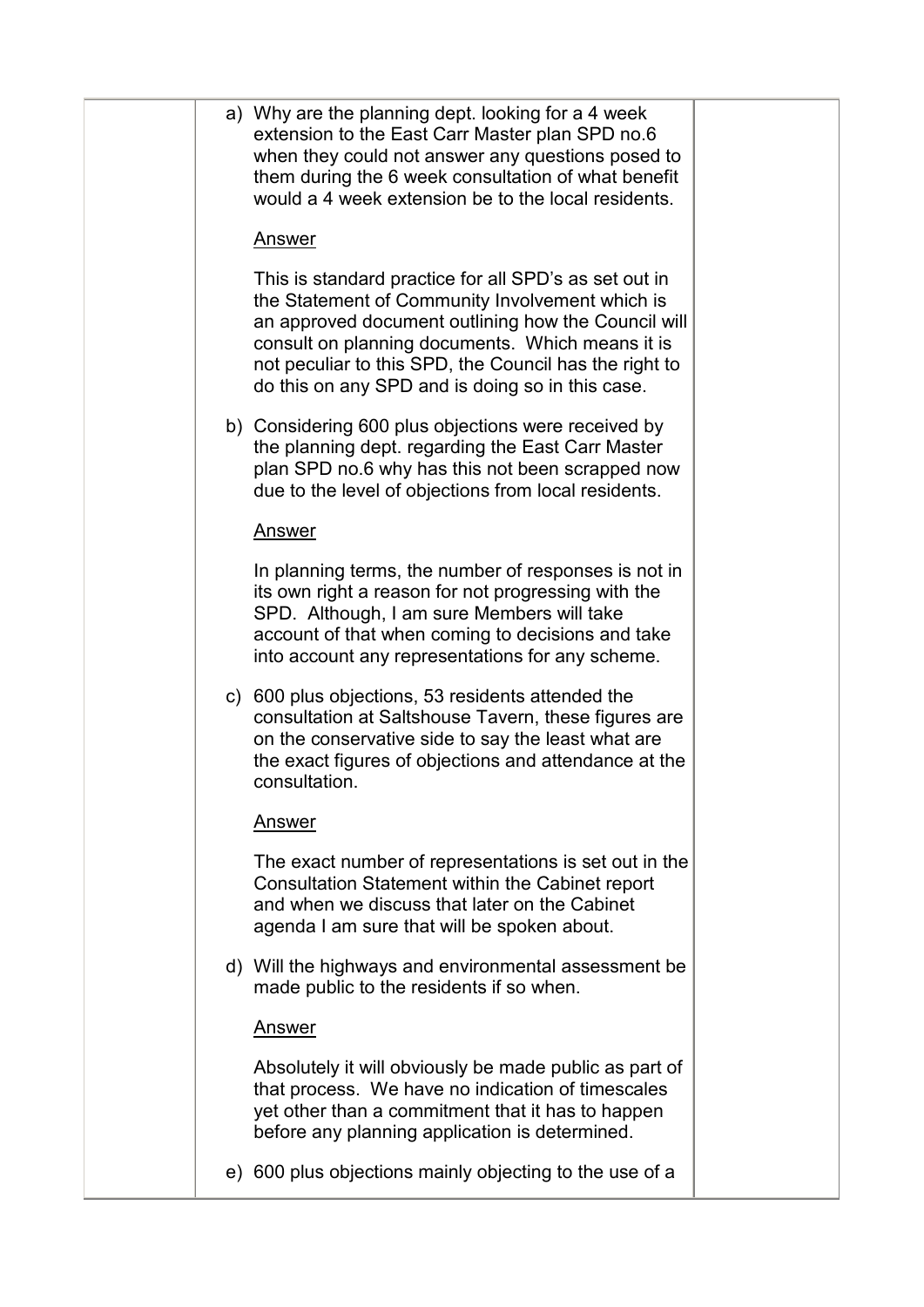a) Why are the planning dept. looking for a 4 week extension to the East Carr Master plan SPD no.6 when they could not answer any questions posed to them during the 6 week consultation of what benefit would a 4 week extension be to the local residents.

   Answer

   This is standard practice for all SPD's as set out in the Statement of Community Involvement which is an approved document outlining how the Council will consult on planning documents. Which means it is not peculiar to this SPD, the Council has the right to do this on any SPD and is doing so in this case.

b) Considering 600 plus objections were received by the planning dept. regarding the East Carr Master plan SPD no.6 why has this not been scrapped now due to the level of objections from local residents.

   Answer

   In planning terms, the number of responses is not in its own right a reason for not progressing with the SPD. Although, I am sure Members will take account of that when coming to decisions and take into account any representations for any scheme.

c) 600 plus objections, 53 residents attended the consultation at Saltshouse Tavern, these figures are on the conservative side to say the least what are the exact figures of objections and attendance at the consultation.

   Answer

   The exact number of representations is set out in the Consultation Statement within the Cabinet report and when we discuss that later on the Cabinet agenda I am sure that will be spoken about.

d) Will the highways and environmental assessment be made public to the residents if so when.

   Answer

   Absolutely it will obviously be made public as part of that process. We have no indication of timescales yet other than a commitment that it has to happen before any planning application is determined.

e) 600 plus objections mainly objecting to the use of a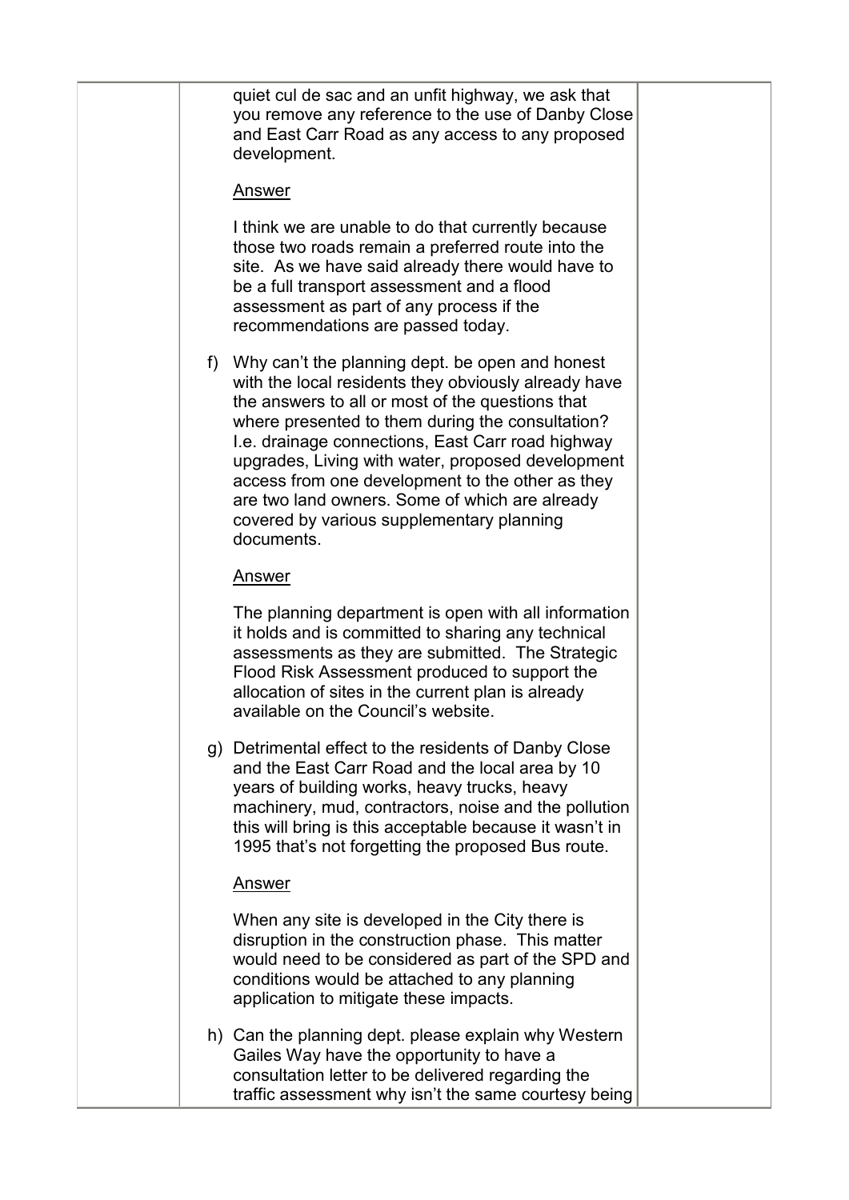quiet cul de sac and an unfit highway, we ask that you remove any reference to the use of Danby Close and East Carr Road as any access to any proposed development.

<u>Answer</u>

I think we are unable to do that currently because those two roads remain a preferred route into the site. As we have said already there would have to be a full transport assessment and a flood assessment as part of any process if the recommendations are passed today.

f) Why can't the planning dept. be open and honest with the local residents they obviously already have the answers to all or most of the questions that where presented to them during the consultation? I.e. drainage connections, East Carr road highway upgrades, Living with water, proposed development access from one development to the other as they are two land owners. Some of which are already covered by various supplementary planning documents.

   <u>Answer</u>

   The planning department is open with all information it holds and is committed to sharing any technical assessments as they are submitted. The Strategic Flood Risk Assessment produced to support the allocation of sites in the current plan is already available on the Council's website.

g) Detrimental effect to the residents of Danby Close and the East Carr Road and the local area by 10 years of building works, heavy trucks, heavy machinery, mud, contractors, noise and the pollution this will bring is this acceptable because it wasn't in 1995 that's not forgetting the proposed Bus route.

   <u>Answer</u>

   When any site is developed in the City there is disruption in the construction phase. This matter would need to be considered as part of the SPD and conditions would be attached to any planning application to mitigate these impacts.

h) Can the planning dept. please explain why Western Gailes Way have the opportunity to have a consultation letter to be delivered regarding the traffic assessment why isn't the same courtesy being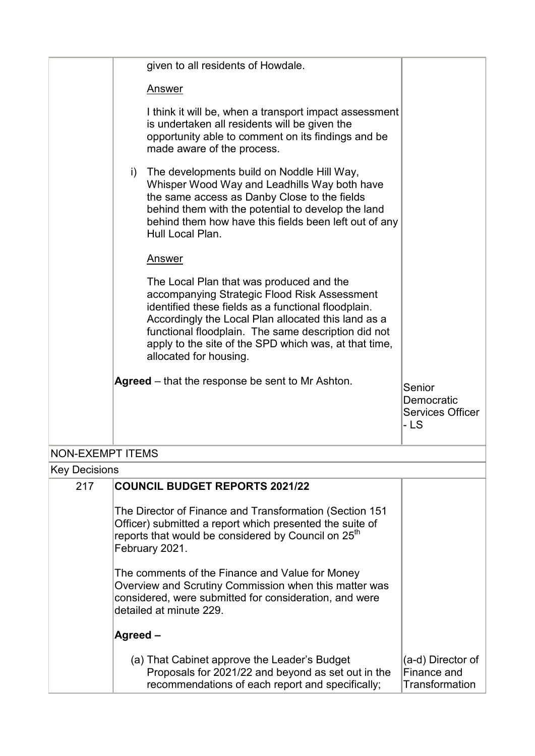| | | |
|---|---|---|
| | given to all residents of Howdale.<br><br>Answer<br><br>I think it will be, when a transport impact assessment is undertaken all residents will be given the opportunity able to comment on its findings and be made aware of the process.<br><br>i) The developments build on Noddle Hill Way, Whisper Wood Way and Leadhills Way both have the same access as Danby Close to the fields behind them with the potential to develop the land behind them how have this fields been left out of any Hull Local Plan.<br><br>Answer<br><br>The Local Plan that was produced and the accompanying Strategic Flood Risk Assessment identified these fields as a functional floodplain. Accordingly the Local Plan allocated this land as a functional floodplain. The same description did not apply to the site of the SPD which was, at that time, allocated for housing.<br><br>**Agreed** – that the response be sent to Mr Ashton. | Senior Democratic Services Officer - LS |
| NON-EXEMPT ITEMS | | |
| Key Decisions | | |
| 217 | **COUNCIL BUDGET REPORTS 2021/22**<br><br>The Director of Finance and Transformation (Section 151 Officer) submitted a report which presented the suite of reports that would be considered by Council on 25th February 2021.<br><br>The comments of the Finance and Value for Money Overview and Scrutiny Commission when this matter was considered, were submitted for consideration, and were detailed at minute 229.<br><br>**Agreed –**<br><br>(a) That Cabinet approve the Leader's Budget Proposals for 2021/22 and beyond as set out in the recommendations of each report and specifically; | (a-d) Director of Finance and Transformation |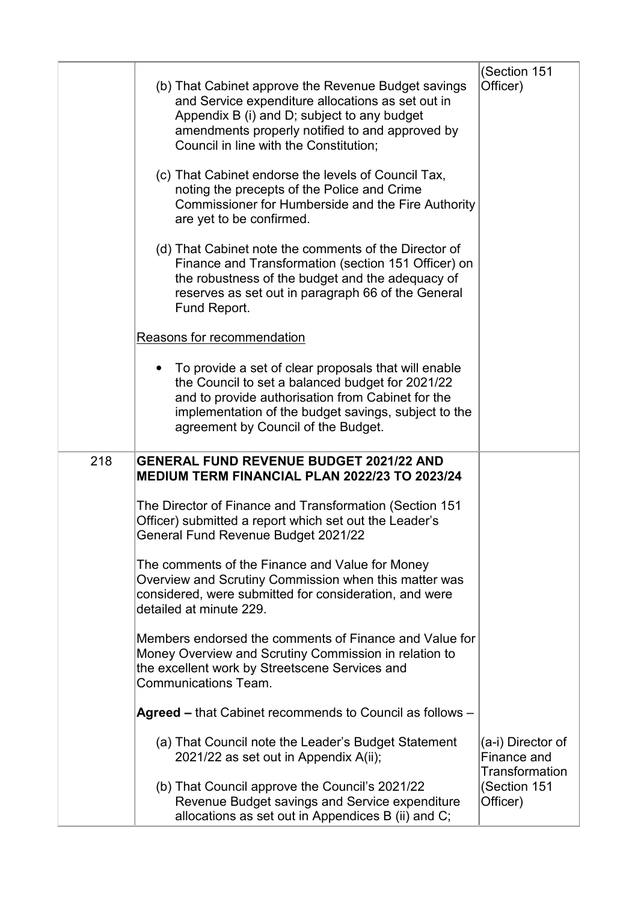| | | |
|---|---|---|
| | (b) That Cabinet approve the Revenue Budget savings and Service expenditure allocations as set out in Appendix B (i) and D; subject to any budget amendments properly notified to and approved by Council in line with the Constitution;<br><br>(c) That Cabinet endorse the levels of Council Tax, noting the precepts of the Police and Crime Commissioner for Humberside and the Fire Authority are yet to be confirmed.<br><br>(d) That Cabinet note the comments of the Director of Finance and Transformation (section 151 Officer) on the robustness of the budget and the adequacy of reserves as set out in paragraph 66 of the General Fund Report.<br><br><u>Reasons for recommendation</u><br><br>• To provide a set of clear proposals that will enable the Council to set a balanced budget for 2021/22 and to provide authorisation from Cabinet for the implementation of the budget savings, subject to the agreement by Council of the Budget. | (Section 151 Officer) |
| 218 | **GENERAL FUND REVENUE BUDGET 2021/22 AND MEDIUM TERM FINANCIAL PLAN 2022/23 TO 2023/24**<br><br>The Director of Finance and Transformation (Section 151 Officer) submitted a report which set out the Leader's General Fund Revenue Budget 2021/22<br><br>The comments of the Finance and Value for Money Overview and Scrutiny Commission when this matter was considered, were submitted for consideration, and were detailed at minute 229.<br><br>Members endorsed the comments of Finance and Value for Money Overview and Scrutiny Commission in relation to the excellent work by Streetscene Services and Communications Team.<br><br>**Agreed –** that Cabinet recommends to Council as follows –<br><br>(a) That Council note the Leader's Budget Statement 2021/22 as set out in Appendix A(ii);<br><br>(b) That Council approve the Council's 2021/22 Revenue Budget savings and Service expenditure allocations as set out in Appendices B (ii) and C; | (a-i) Director of Finance and Transformation (Section 151 Officer) |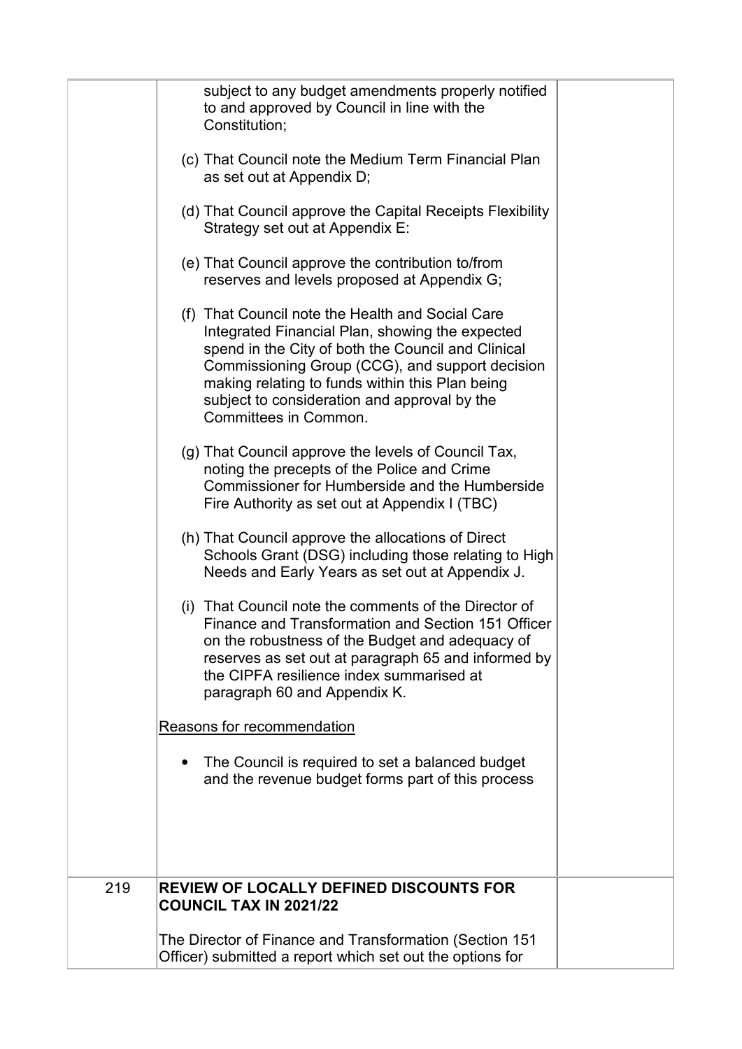| | | |
|---|---|---|
| | subject to any budget amendments properly notified to and approved by Council in line with the Constitution;<br><br>(c) That Council note the Medium Term Financial Plan as set out at Appendix D;<br><br>(d) That Council approve the Capital Receipts Flexibility Strategy set out at Appendix E:<br><br>(e) That Council approve the contribution to/from reserves and levels proposed at Appendix G;<br><br>(f) That Council note the Health and Social Care Integrated Financial Plan, showing the expected spend in the City of both the Council and Clinical Commissioning Group (CCG), and support decision making relating to funds within this Plan being subject to consideration and approval by the Committees in Common.<br><br>(g) That Council approve the levels of Council Tax, noting the precepts of the Police and Crime Commissioner for Humberside and the Humberside Fire Authority as set out at Appendix I (TBC)<br><br>(h) That Council approve the allocations of Direct Schools Grant (DSG) including those relating to High Needs and Early Years as set out at Appendix J.<br><br>(i) That Council note the comments of the Director of Finance and Transformation and Section 151 Officer on the robustness of the Budget and adequacy of reserves as set out at paragraph 65 and informed by the CIPFA resilience index summarised at paragraph 60 and Appendix K.<br><br><u>Reasons for recommendation</u><br><br>• The Council is required to set a balanced budget and the revenue budget forms part of this process | |
| 219 | **REVIEW OF LOCALLY DEFINED DISCOUNTS FOR COUNCIL TAX IN 2021/22**<br><br>The Director of Finance and Transformation (Section 151 Officer) submitted a report which set out the options for | |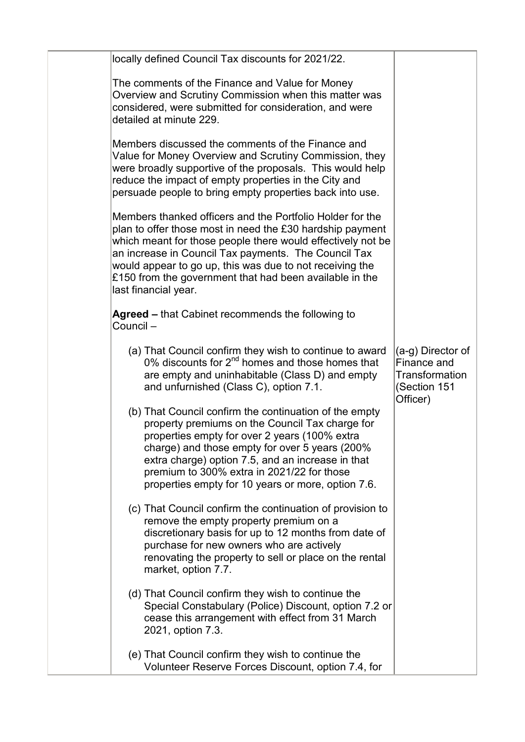| | | |
|---|---|---|
| | locally defined Council Tax discounts for 2021/22.<br><br>The comments of the Finance and Value for Money Overview and Scrutiny Commission when this matter was considered, were submitted for consideration, and were detailed at minute 229.<br><br>Members discussed the comments of the Finance and Value for Money Overview and Scrutiny Commission, they were broadly supportive of the proposals. This would help reduce the impact of empty properties in the City and persuade people to bring empty properties back into use.<br><br>Members thanked officers and the Portfolio Holder for the plan to offer those most in need the £30 hardship payment which meant for those people there would effectively not be an increase in Council Tax payments. The Council Tax would appear to go up, this was due to not receiving the £150 from the government that had been available in the last financial year.<br><br>**Agreed –** that Cabinet recommends the following to Council –<br><br>(a) That Council confirm they wish to continue to award 0% discounts for 2nd homes and those homes that are empty and uninhabitable (Class D) and empty and unfurnished (Class C), option 7.1.<br><br>(b) That Council confirm the continuation of the empty property premiums on the Council Tax charge for properties empty for over 2 years (100% extra charge) and those empty for over 5 years (200% extra charge) option 7.5, and an increase in that premium to 300% extra in 2021/22 for those properties empty for 10 years or more, option 7.6.<br><br>(c) That Council confirm the continuation of provision to remove the empty property premium on a discretionary basis for up to 12 months from date of purchase for new owners who are actively renovating the property to sell or place on the rental market, option 7.7.<br><br>(d) That Council confirm they wish to continue the Special Constabulary (Police) Discount, option 7.2 or cease this arrangement with effect from 31 March 2021, option 7.3.<br><br>(e) That Council confirm they wish to continue the Volunteer Reserve Forces Discount, option 7.4, for | (a-g) Director of Finance and Transformation (Section 151 Officer) |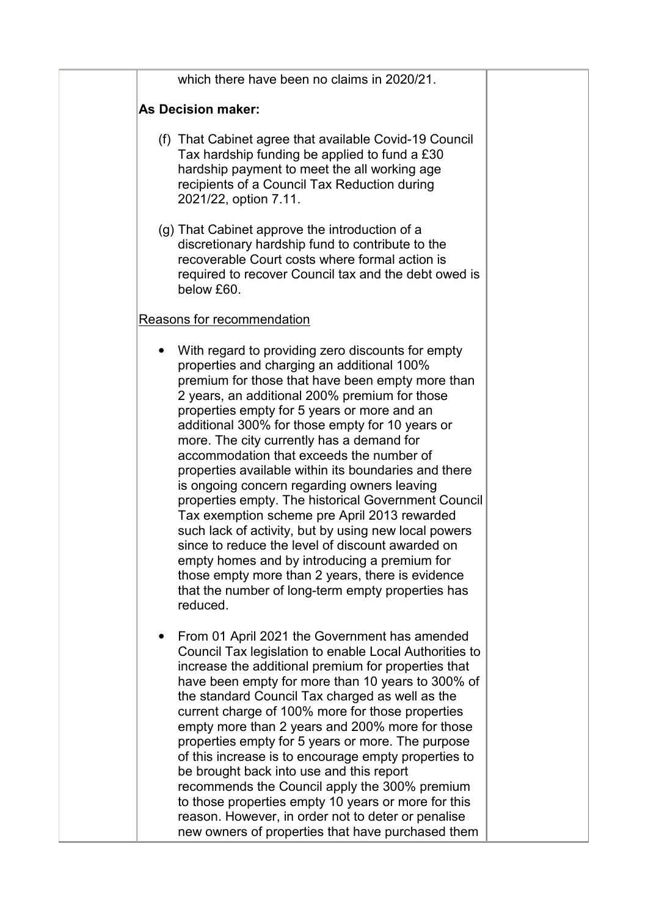which there have been no claims in 2020/21.

**As Decision maker:**

(f) That Cabinet agree that available Covid-19 Council Tax hardship funding be applied to fund a £30 hardship payment to meet the all working age recipients of a Council Tax Reduction during 2021/22, option 7.11.

(g) That Cabinet approve the introduction of a discretionary hardship fund to contribute to the recoverable Court costs where formal action is required to recover Council tax and the debt owed is below £60.

Reasons for recommendation

- With regard to providing zero discounts for empty properties and charging an additional 100% premium for those that have been empty more than 2 years, an additional 200% premium for those properties empty for 5 years or more and an additional 300% for those empty for 10 years or more. The city currently has a demand for accommodation that exceeds the number of properties available within its boundaries and there is ongoing concern regarding owners leaving properties empty. The historical Government Council Tax exemption scheme pre April 2013 rewarded such lack of activity, but by using new local powers since to reduce the level of discount awarded on empty homes and by introducing a premium for those empty more than 2 years, there is evidence that the number of long-term empty properties has reduced.

- From 01 April 2021 the Government has amended Council Tax legislation to enable Local Authorities to increase the additional premium for properties that have been empty for more than 10 years to 300% of the standard Council Tax charged as well as the current charge of 100% more for those properties empty more than 2 years and 200% more for those properties empty for 5 years or more. The purpose of this increase is to encourage empty properties to be brought back into use and this report recommends the Council apply the 300% premium to those properties empty 10 years or more for this reason. However, in order not to deter or penalise new owners of properties that have purchased them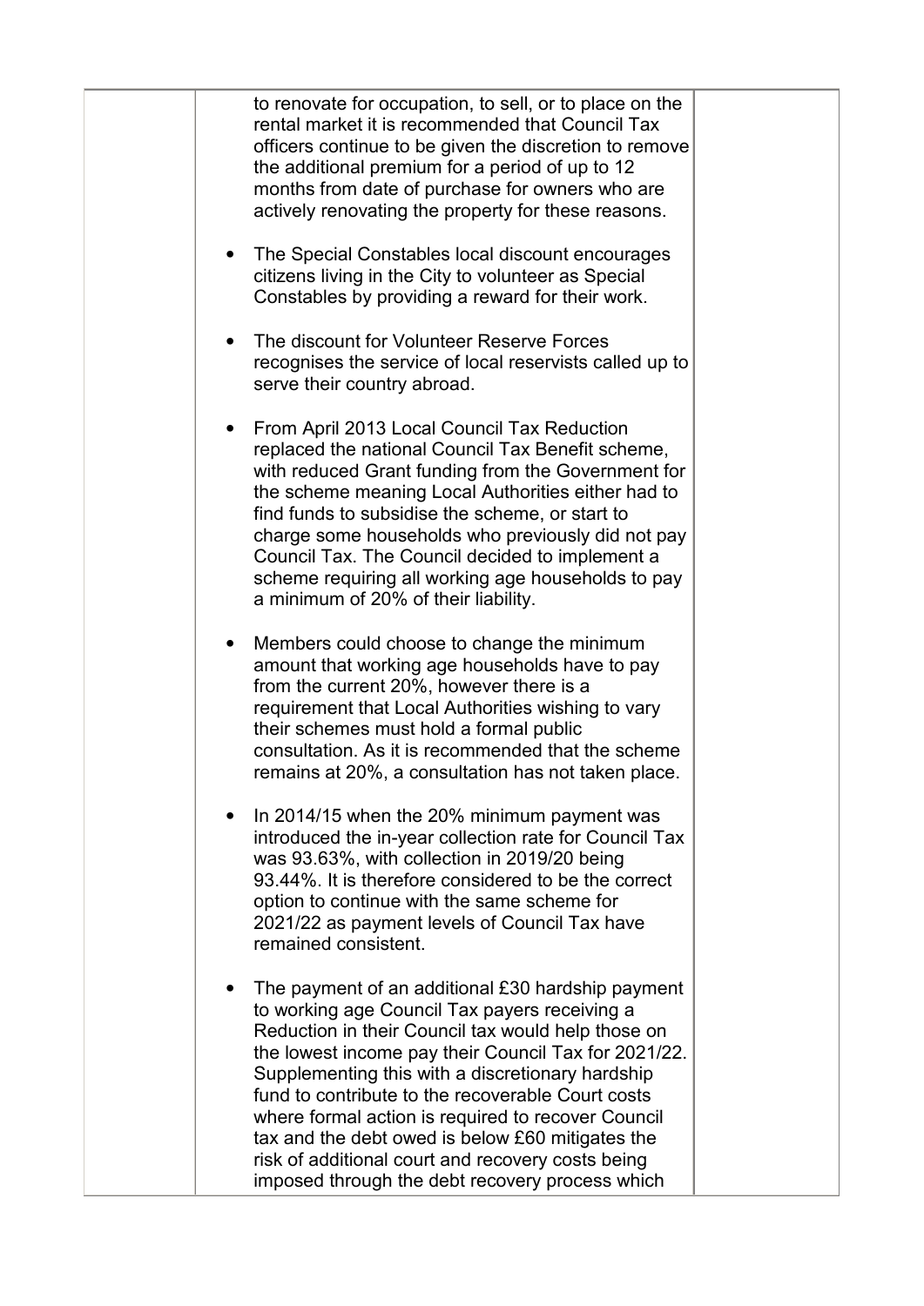| | | |
|---|---|---|
| | to renovate for occupation, to sell, or to place on the rental market it is recommended that Council Tax officers continue to be given the discretion to remove the additional premium for a period of up to 12 months from date of purchase for owners who are actively renovating the property for these reasons.<br><br>• The Special Constables local discount encourages citizens living in the City to volunteer as Special Constables by providing a reward for their work.<br><br>• The discount for Volunteer Reserve Forces recognises the service of local reservists called up to serve their country abroad.<br><br>• From April 2013 Local Council Tax Reduction replaced the national Council Tax Benefit scheme, with reduced Grant funding from the Government for the scheme meaning Local Authorities either had to find funds to subsidise the scheme, or start to charge some households who previously did not pay Council Tax. The Council decided to implement a scheme requiring all working age households to pay a minimum of 20% of their liability.<br><br>• Members could choose to change the minimum amount that working age households have to pay from the current 20%, however there is a requirement that Local Authorities wishing to vary their schemes must hold a formal public consultation. As it is recommended that the scheme remains at 20%, a consultation has not taken place.<br><br>• In 2014/15 when the 20% minimum payment was introduced the in-year collection rate for Council Tax was 93.63%, with collection in 2019/20 being 93.44%. It is therefore considered to be the correct option to continue with the same scheme for 2021/22 as payment levels of Council Tax have remained consistent.<br><br>• The payment of an additional £30 hardship payment to working age Council Tax payers receiving a Reduction in their Council tax would help those on the lowest income pay their Council Tax for 2021/22. Supplementing this with a discretionary hardship fund to contribute to the recoverable Court costs where formal action is required to recover Council tax and the debt owed is below £60 mitigates the risk of additional court and recovery costs being imposed through the debt recovery process which | |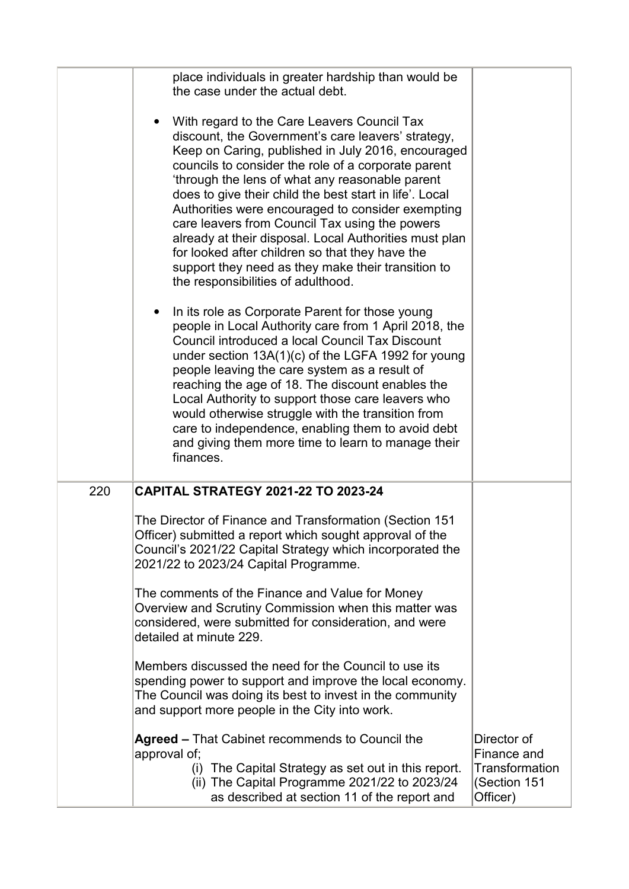| | | |
|---|---|---|
| | place individuals in greater hardship than would be the case under the actual debt.<br><br>• With regard to the Care Leavers Council Tax discount, the Government's care leavers' strategy, Keep on Caring, published in July 2016, encouraged councils to consider the role of a corporate parent 'through the lens of what any reasonable parent does to give their child the best start in life'. Local Authorities were encouraged to consider exempting care leavers from Council Tax using the powers already at their disposal. Local Authorities must plan for looked after children so that they have the support they need as they make their transition to the responsibilities of adulthood.<br><br>• In its role as Corporate Parent for those young people in Local Authority care from 1 April 2018, the Council introduced a local Council Tax Discount under section 13A(1)(c) of the LGFA 1992 for young people leaving the care system as a result of reaching the age of 18. The discount enables the Local Authority to support those care leavers who would otherwise struggle with the transition from care to independence, enabling them to avoid debt and giving them more time to learn to manage their finances. | |
| 220 | **CAPITAL STRATEGY 2021-22 TO 2023-24**<br><br>The Director of Finance and Transformation (Section 151 Officer) submitted a report which sought approval of the Council's 2021/22 Capital Strategy which incorporated the 2021/22 to 2023/24 Capital Programme.<br><br>The comments of the Finance and Value for Money Overview and Scrutiny Commission when this matter was considered, were submitted for consideration, and were detailed at minute 229.<br><br>Members discussed the need for the Council to use its spending power to support and improve the local economy. The Council was doing its best to invest in the community and support more people in the City into work.<br><br>**Agreed –** That Cabinet recommends to Council the approval of;<br>(i) The Capital Strategy as set out in this report.<br>(ii) The Capital Programme 2021/22 to 2023/24 as described at section 11 of the report and | Director of Finance and Transformation (Section 151 Officer) |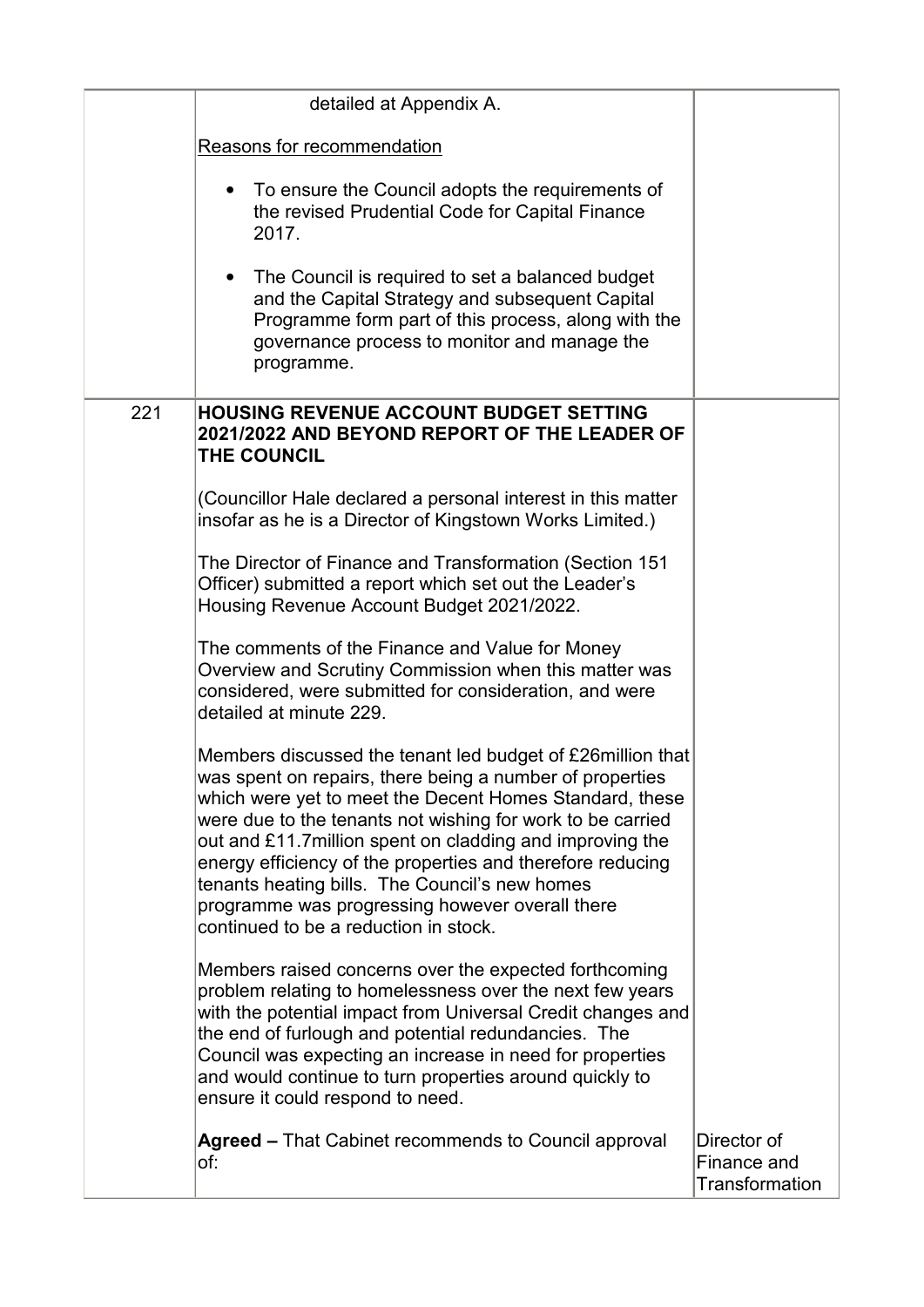| | | |
|---|---|---|
| | detailed at Appendix A.<br><br><u>Reasons for recommendation</u><br><br>• To ensure the Council adopts the requirements of the revised Prudential Code for Capital Finance 2017.<br><br>• The Council is required to set a balanced budget and the Capital Strategy and subsequent Capital Programme form part of this process, along with the governance process to monitor and manage the programme. | |
| 221 | **HOUSING REVENUE ACCOUNT BUDGET SETTING 2021/2022 AND BEYOND REPORT OF THE LEADER OF THE COUNCIL**<br><br>(Councillor Hale declared a personal interest in this matter insofar as he is a Director of Kingstown Works Limited.)<br><br>The Director of Finance and Transformation (Section 151 Officer) submitted a report which set out the Leader's Housing Revenue Account Budget 2021/2022.<br><br>The comments of the Finance and Value for Money Overview and Scrutiny Commission when this matter was considered, were submitted for consideration, and were detailed at minute 229.<br><br>Members discussed the tenant led budget of £26million that was spent on repairs, there being a number of properties which were yet to meet the Decent Homes Standard, these were due to the tenants not wishing for work to be carried out and £11.7million spent on cladding and improving the energy efficiency of the properties and therefore reducing tenants heating bills. The Council's new homes programme was progressing however overall there continued to be a reduction in stock.<br><br>Members raised concerns over the expected forthcoming problem relating to homelessness over the next few years with the potential impact from Universal Credit changes and the end of furlough and potential redundancies. The Council was expecting an increase in need for properties and would continue to turn properties around quickly to ensure it could respond to need.<br><br>**Agreed –** That Cabinet recommends to Council approval of: | Director of Finance and Transformation |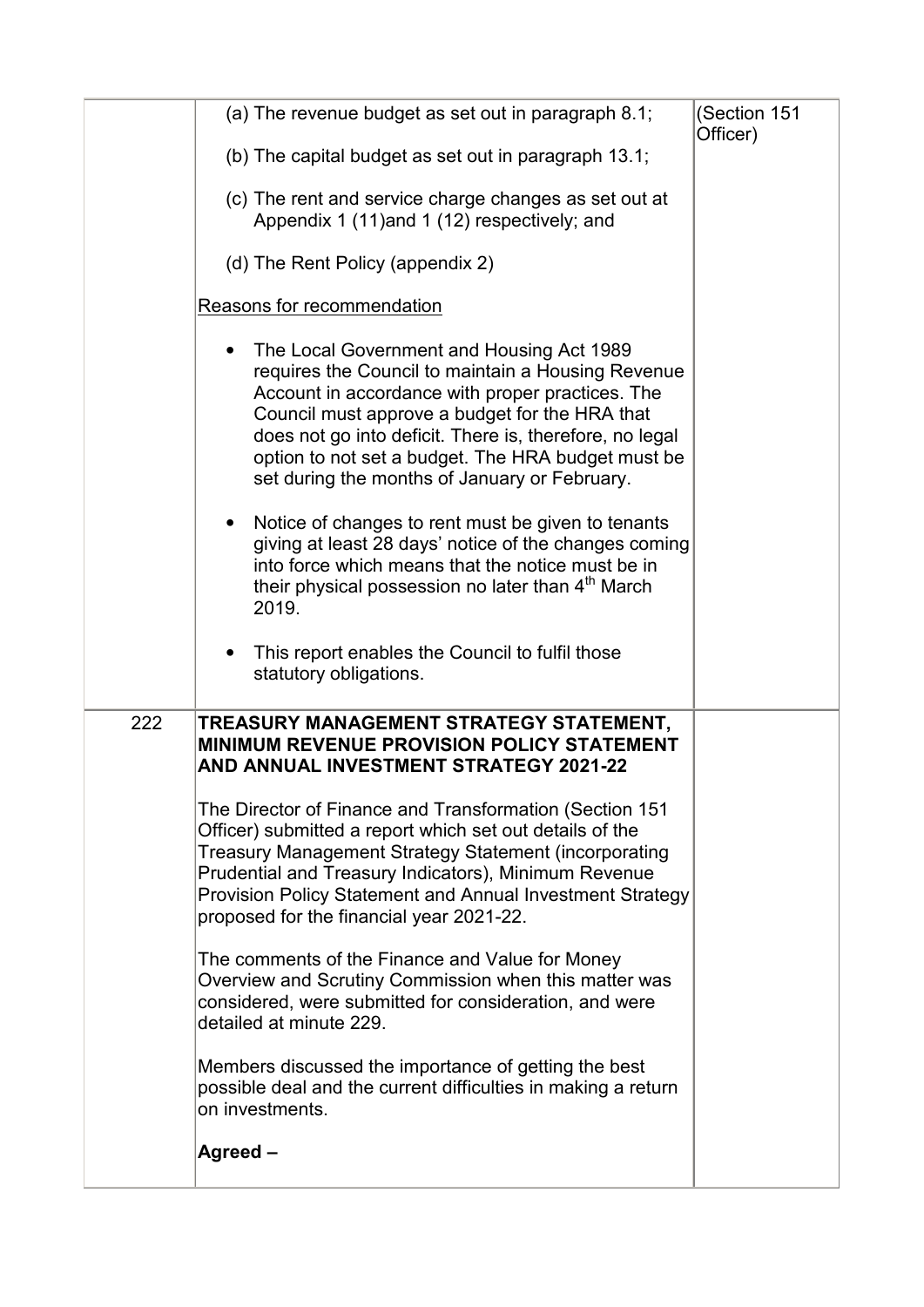| | | |
|---|---|---|
| | (a) The revenue budget as set out in paragraph 8.1;<br><br>(b) The capital budget as set out in paragraph 13.1;<br><br>(c) The rent and service charge changes as set out at Appendix 1 (11)and 1 (12) respectively; and<br><br>(d) The Rent Policy (appendix 2)<br><br><u>Reasons for recommendation</u><br><br>• The Local Government and Housing Act 1989 requires the Council to maintain a Housing Revenue Account in accordance with proper practices. The Council must approve a budget for the HRA that does not go into deficit. There is, therefore, no legal option to not set a budget. The HRA budget must be set during the months of January or February.<br><br>• Notice of changes to rent must be given to tenants giving at least 28 days' notice of the changes coming into force which means that the notice must be in their physical possession no later than 4th March 2019.<br><br>• This report enables the Council to fulfil those statutory obligations. | (Section 151 Officer) |
| 222 | **TREASURY MANAGEMENT STRATEGY STATEMENT, MINIMUM REVENUE PROVISION POLICY STATEMENT AND ANNUAL INVESTMENT STRATEGY 2021-22**<br><br>The Director of Finance and Transformation (Section 151 Officer) submitted a report which set out details of the Treasury Management Strategy Statement (incorporating Prudential and Treasury Indicators), Minimum Revenue Provision Policy Statement and Annual Investment Strategy proposed for the financial year 2021-22.<br><br>The comments of the Finance and Value for Money Overview and Scrutiny Commission when this matter was considered, were submitted for consideration, and were detailed at minute 229.<br><br>Members discussed the importance of getting the best possible deal and the current difficulties in making a return on investments.<br><br>**Agreed –** | |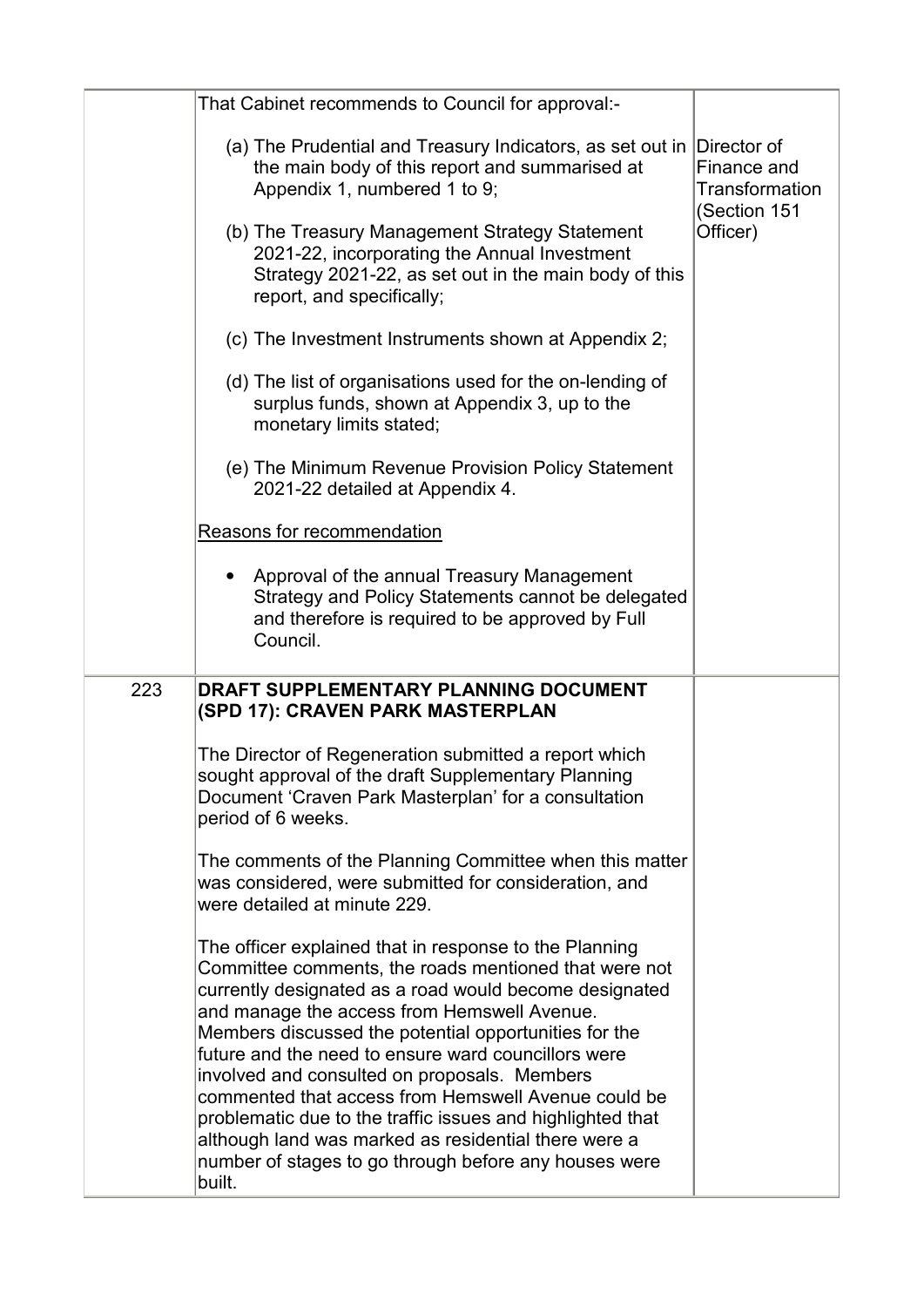| | | |
|---|---|---|
| | That Cabinet recommends to Council for approval:-<br><br>(a) The Prudential and Treasury Indicators, as set out in the main body of this report and summarised at Appendix 1, numbered 1 to 9;<br><br>(b) The Treasury Management Strategy Statement 2021-22, incorporating the Annual Investment Strategy 2021-22, as set out in the main body of this report, and specifically;<br><br>(c) The Investment Instruments shown at Appendix 2;<br><br>(d) The list of organisations used for the on-lending of surplus funds, shown at Appendix 3, up to the monetary limits stated;<br><br>(e) The Minimum Revenue Provision Policy Statement 2021-22 detailed at Appendix 4.<br><br>Reasons for recommendation<br><br>• Approval of the annual Treasury Management Strategy and Policy Statements cannot be delegated and therefore is required to be approved by Full Council. | Director of Finance and Transformation (Section 151 Officer) |
| 223 | **DRAFT SUPPLEMENTARY PLANNING DOCUMENT (SPD 17): CRAVEN PARK MASTERPLAN**<br><br>The Director of Regeneration submitted a report which sought approval of the draft Supplementary Planning Document 'Craven Park Masterplan' for a consultation period of 6 weeks.<br><br>The comments of the Planning Committee when this matter was considered, were submitted for consideration, and were detailed at minute 229.<br><br>The officer explained that in response to the Planning Committee comments, the roads mentioned that were not currently designated as a road would become designated and manage the access from Hemswell Avenue. Members discussed the potential opportunities for the future and the need to ensure ward councillors were involved and consulted on proposals. Members commented that access from Hemswell Avenue could be problematic due to the traffic issues and highlighted that although land was marked as residential there were a number of stages to go through before any houses were built. | |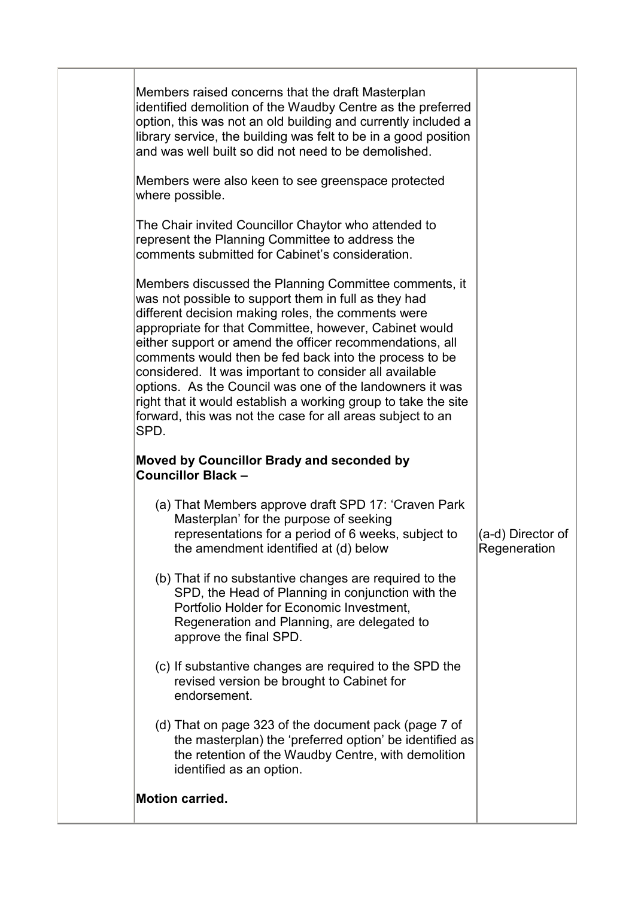| | | |
|---|---|---|
| | Members raised concerns that the draft Masterplan identified demolition of the Waudby Centre as the preferred option, this was not an old building and currently included a library service, the building was felt to be in a good position and was well built so did not need to be demolished.<br><br>Members were also keen to see greenspace protected where possible.<br><br>The Chair invited Councillor Chaytor who attended to represent the Planning Committee to address the comments submitted for Cabinet's consideration.<br><br>Members discussed the Planning Committee comments, it was not possible to support them in full as they had different decision making roles, the comments were appropriate for that Committee, however, Cabinet would either support or amend the officer recommendations, all comments would then be fed back into the process to be considered. It was important to consider all available options. As the Council was one of the landowners it was right that it would establish a working group to take the site forward, this was not the case for all areas subject to an SPD.<br><br>**Moved by Councillor Brady and seconded by Councillor Black –**<br><br>(a) That Members approve draft SPD 17: 'Craven Park Masterplan' for the purpose of seeking representations for a period of 6 weeks, subject to the amendment identified at (d) below<br><br>(b) That if no substantive changes are required to the SPD, the Head of Planning in conjunction with the Portfolio Holder for Economic Investment, Regeneration and Planning, are delegated to approve the final SPD.<br><br>(c) If substantive changes are required to the SPD the revised version be brought to Cabinet for endorsement.<br><br>(d) That on page 323 of the document pack (page 7 of the masterplan) the 'preferred option' be identified as the retention of the Waudby Centre, with demolition identified as an option.<br><br>**Motion carried.** | (a-d) Director of Regeneration |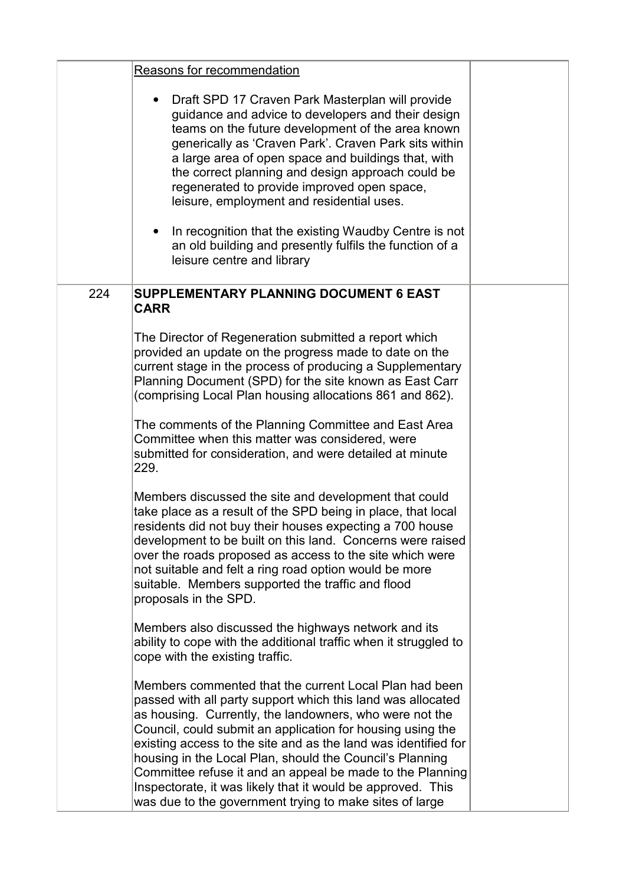| | | |
|---|---|---|
| | Reasons for recommendation<br><br>• Draft SPD 17 Craven Park Masterplan will provide guidance and advice to developers and their design teams on the future development of the area known generically as 'Craven Park'. Craven Park sits within a large area of open space and buildings that, with the correct planning and design approach could be regenerated to provide improved open space, leisure, employment and residential uses.<br><br>• In recognition that the existing Waudby Centre is not an old building and presently fulfils the function of a leisure centre and library | |
| 224 | **SUPPLEMENTARY PLANNING DOCUMENT 6 EAST CARR**<br><br>The Director of Regeneration submitted a report which provided an update on the progress made to date on the current stage in the process of producing a Supplementary Planning Document (SPD) for the site known as East Carr (comprising Local Plan housing allocations 861 and 862).<br><br>The comments of the Planning Committee and East Area Committee when this matter was considered, were submitted for consideration, and were detailed at minute 229.<br><br>Members discussed the site and development that could take place as a result of the SPD being in place, that local residents did not buy their houses expecting a 700 house development to be built on this land. Concerns were raised over the roads proposed as access to the site which were not suitable and felt a ring road option would be more suitable. Members supported the traffic and flood proposals in the SPD.<br><br>Members also discussed the highways network and its ability to cope with the additional traffic when it struggled to cope with the existing traffic.<br><br>Members commented that the current Local Plan had been passed with all party support which this land was allocated as housing. Currently, the landowners, who were not the Council, could submit an application for housing using the existing access to the site and as the land was identified for housing in the Local Plan, should the Council's Planning Committee refuse it and an appeal be made to the Planning Inspectorate, it was likely that it would be approved. This was due to the government trying to make sites of large | |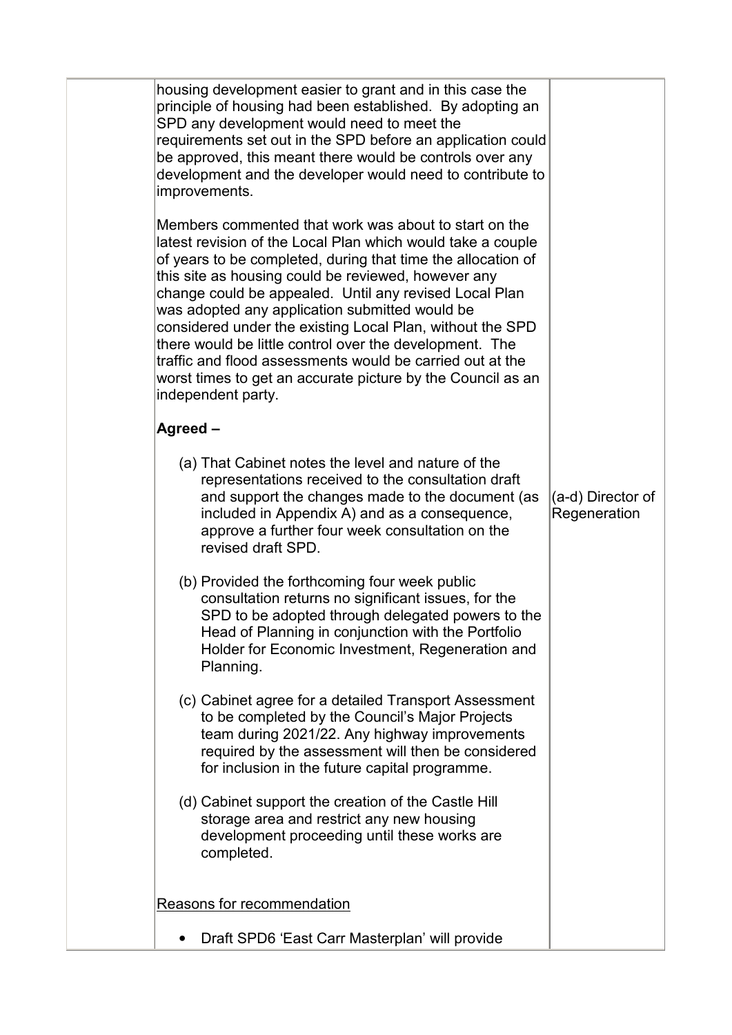| | | |
|---|---|---|
| | housing development easier to grant and in this case the principle of housing had been established. By adopting an SPD any development would need to meet the requirements set out in the SPD before an application could be approved, this meant there would be controls over any development and the developer would need to contribute to improvements.<br><br>Members commented that work was about to start on the latest revision of the Local Plan which would take a couple of years to be completed, during that time the allocation of this site as housing could be reviewed, however any change could be appealed. Until any revised Local Plan was adopted any application submitted would be considered under the existing Local Plan, without the SPD there would be little control over the development. The traffic and flood assessments would be carried out at the worst times to get an accurate picture by the Council as an independent party.<br><br>**Agreed –**<br><br>(a) That Cabinet notes the level and nature of the representations received to the consultation draft and support the changes made to the document (as included in Appendix A) and as a consequence, approve a further four week consultation on the revised draft SPD.<br><br>(b) Provided the forthcoming four week public consultation returns no significant issues, for the SPD to be adopted through delegated powers to the Head of Planning in conjunction with the Portfolio Holder for Economic Investment, Regeneration and Planning.<br><br>(c) Cabinet agree for a detailed Transport Assessment to be completed by the Council's Major Projects team during 2021/22. Any highway improvements required by the assessment will then be considered for inclusion in the future capital programme.<br><br>(d) Cabinet support the creation of the Castle Hill storage area and restrict any new housing development proceeding until these works are completed.<br><br><u>Reasons for recommendation</u><br><br>• Draft SPD6 'East Carr Masterplan' will provide | (a-d) Director of Regeneration |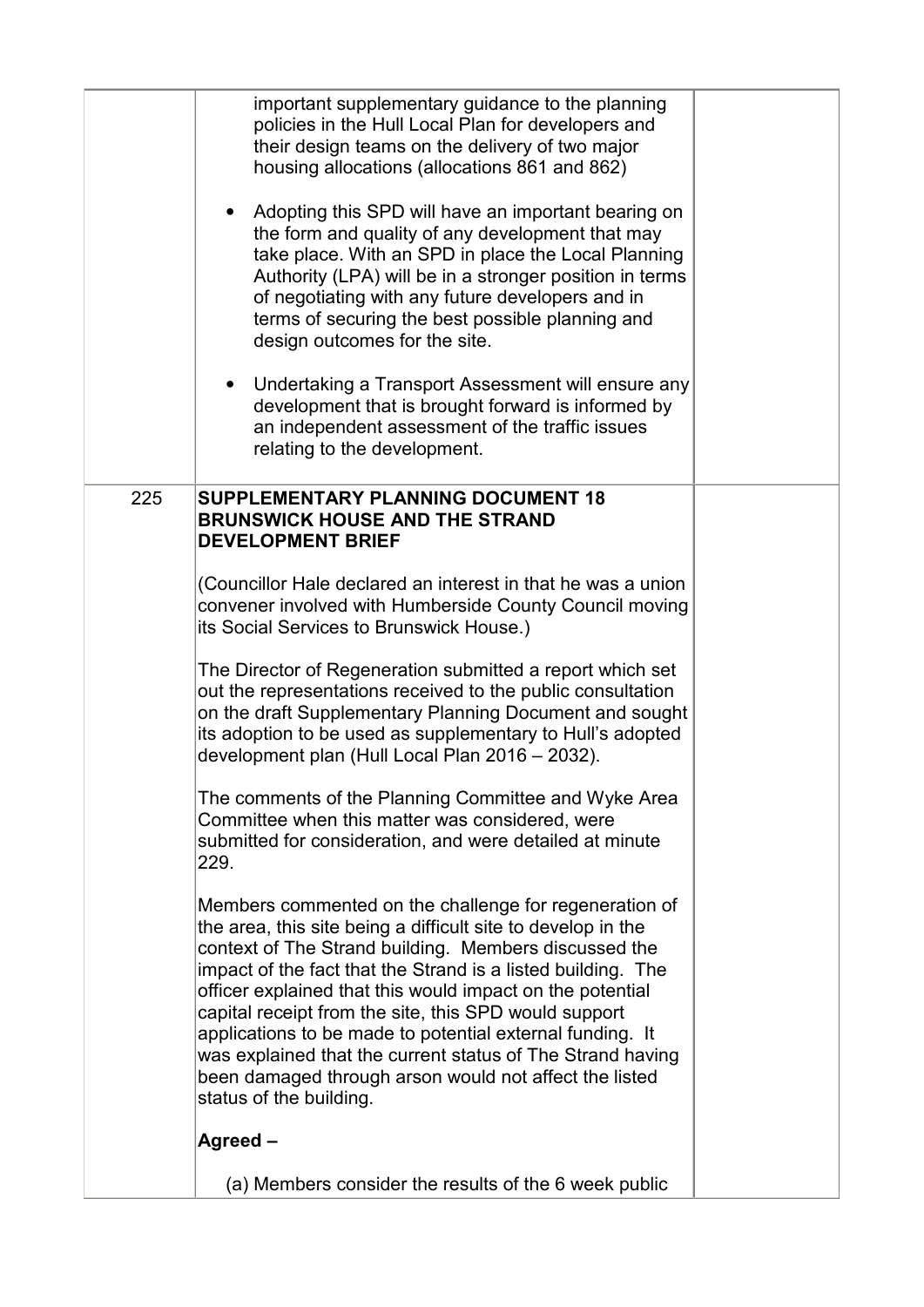|  |  |  |
|---|---|---|
|  | important supplementary guidance to the planning policies in the Hull Local Plan for developers and their design teams on the delivery of two major housing allocations (allocations 861 and 862)<br><br>• Adopting this SPD will have an important bearing on the form and quality of any development that may take place. With an SPD in place the Local Planning Authority (LPA) will be in a stronger position in terms of negotiating with any future developers and in terms of securing the best possible planning and design outcomes for the site.<br><br>• Undertaking a Transport Assessment will ensure any development that is brought forward is informed by an independent assessment of the traffic issues relating to the development. |  |
| 225 | **SUPPLEMENTARY PLANNING DOCUMENT 18 BRUNSWICK HOUSE AND THE STRAND DEVELOPMENT BRIEF**<br><br>(Councillor Hale declared an interest in that he was a union convener involved with Humberside County Council moving its Social Services to Brunswick House.)<br><br>The Director of Regeneration submitted a report which set out the representations received to the public consultation on the draft Supplementary Planning Document and sought its adoption to be used as supplementary to Hull's adopted development plan (Hull Local Plan 2016 – 2032).<br><br>The comments of the Planning Committee and Wyke Area Committee when this matter was considered, were submitted for consideration, and were detailed at minute 229.<br><br>Members commented on the challenge for regeneration of the area, this site being a difficult site to develop in the context of The Strand building. Members discussed the impact of the fact that the Strand is a listed building. The officer explained that this would impact on the potential capital receipt from the site, this SPD would support applications to be made to potential external funding. It was explained that the current status of The Strand having been damaged through arson would not affect the listed status of the building.<br><br>**Agreed –**<br><br>(a) Members consider the results of the 6 week public |  |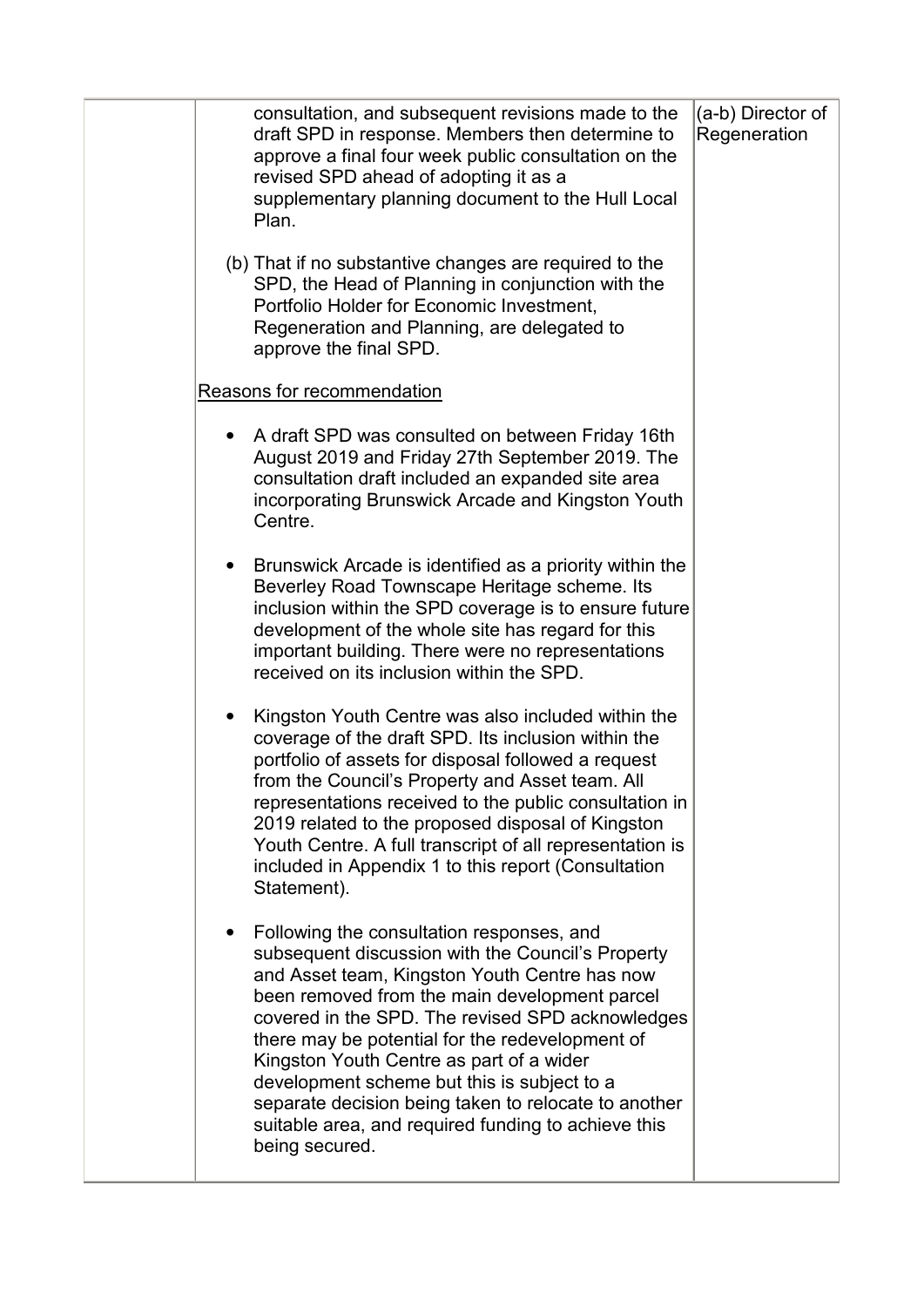| | | |
|---|---|---|
| | consultation, and subsequent revisions made to the draft SPD in response. Members then determine to approve a final four week public consultation on the revised SPD ahead of adopting it as a supplementary planning document to the Hull Local Plan.<br><br>(b) That if no substantive changes are required to the SPD, the Head of Planning in conjunction with the Portfolio Holder for Economic Investment, Regeneration and Planning, are delegated to approve the final SPD.<br><br><u>Reasons for recommendation</u><br><br>• A draft SPD was consulted on between Friday 16th August 2019 and Friday 27th September 2019. The consultation draft included an expanded site area incorporating Brunswick Arcade and Kingston Youth Centre.<br><br>• Brunswick Arcade is identified as a priority within the Beverley Road Townscape Heritage scheme. Its inclusion within the SPD coverage is to ensure future development of the whole site has regard for this important building. There were no representations received on its inclusion within the SPD.<br><br>• Kingston Youth Centre was also included within the coverage of the draft SPD. Its inclusion within the portfolio of assets for disposal followed a request from the Council's Property and Asset team. All representations received to the public consultation in 2019 related to the proposed disposal of Kingston Youth Centre. A full transcript of all representation is included in Appendix 1 to this report (Consultation Statement).<br><br>• Following the consultation responses, and subsequent discussion with the Council's Property and Asset team, Kingston Youth Centre has now been removed from the main development parcel covered in the SPD. The revised SPD acknowledges there may be potential for the redevelopment of Kingston Youth Centre as part of a wider development scheme but this is subject to a separate decision being taken to relocate to another suitable area, and required funding to achieve this being secured. | (a-b) Director of Regeneration |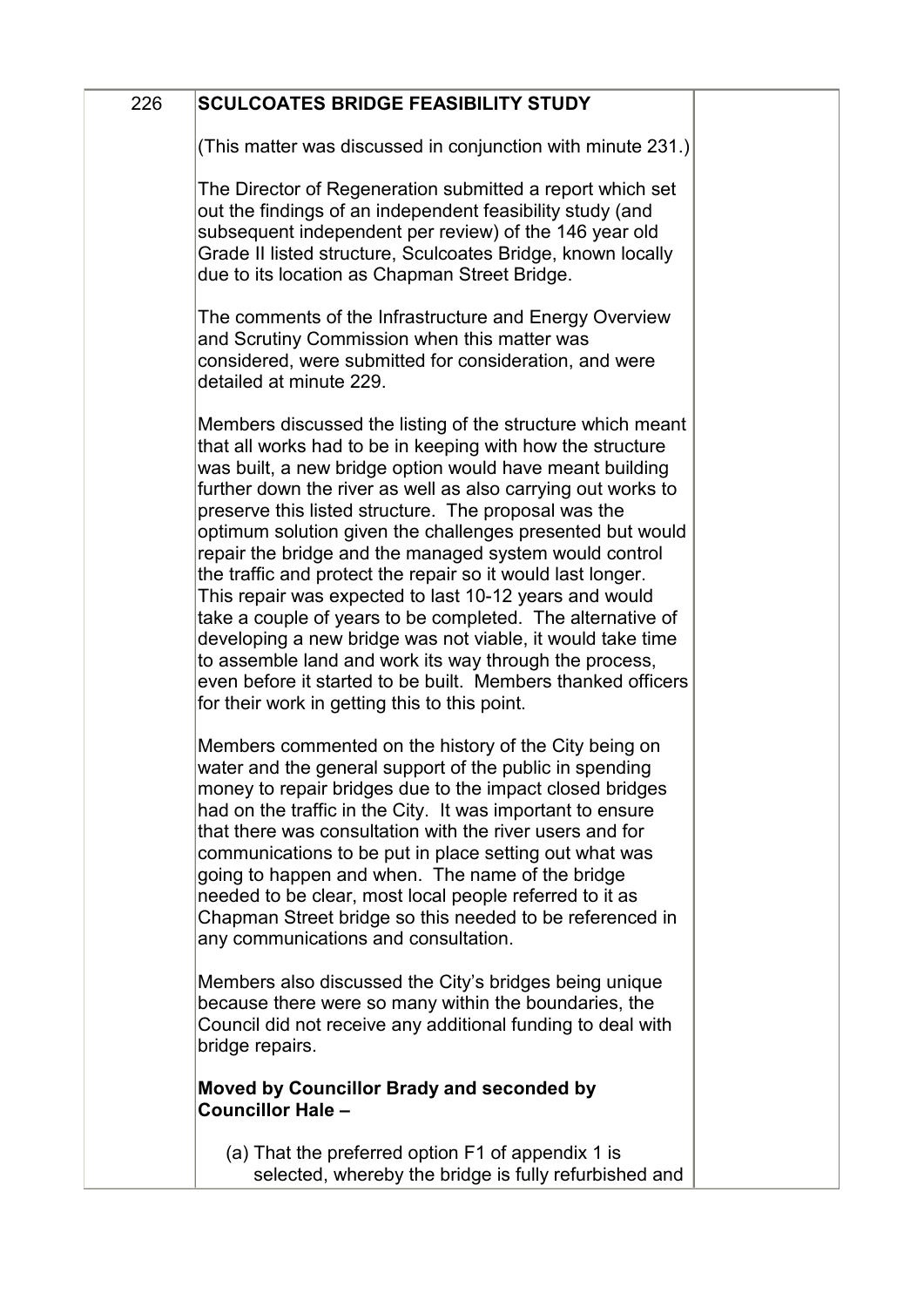| 226 | **SCULCOATES BRIDGE FEASIBILITY STUDY**<br><br>(This matter was discussed in conjunction with minute 231.)<br><br>The Director of Regeneration submitted a report which set out the findings of an independent feasibility study (and subsequent independent per review) of the 146 year old Grade II listed structure, Sculcoates Bridge, known locally due to its location as Chapman Street Bridge.<br><br>The comments of the Infrastructure and Energy Overview and Scrutiny Commission when this matter was considered, were submitted for consideration, and were detailed at minute 229.<br><br>Members discussed the listing of the structure which meant that all works had to be in keeping with how the structure was built, a new bridge option would have meant building further down the river as well as also carrying out works to preserve this listed structure. The proposal was the optimum solution given the challenges presented but would repair the bridge and the managed system would control the traffic and protect the repair so it would last longer. This repair was expected to last 10-12 years and would take a couple of years to be completed. The alternative of developing a new bridge was not viable, it would take time to assemble land and work its way through the process, even before it started to be built. Members thanked officers for their work in getting this to this point.<br><br>Members commented on the history of the City being on water and the general support of the public in spending money to repair bridges due to the impact closed bridges had on the traffic in the City. It was important to ensure that there was consultation with the river users and for communications to be put in place setting out what was going to happen and when. The name of the bridge needed to be clear, most local people referred to it as Chapman Street bridge so this needed to be referenced in any communications and consultation.<br><br>Members also discussed the City's bridges being unique because there were so many within the boundaries, the Council did not receive any additional funding to deal with bridge repairs.<br><br>**Moved by Councillor Brady and seconded by Councillor Hale –**<br><br>(a) That the preferred option F1 of appendix 1 is selected, whereby the bridge is fully refurbished and | |
|---|---|---|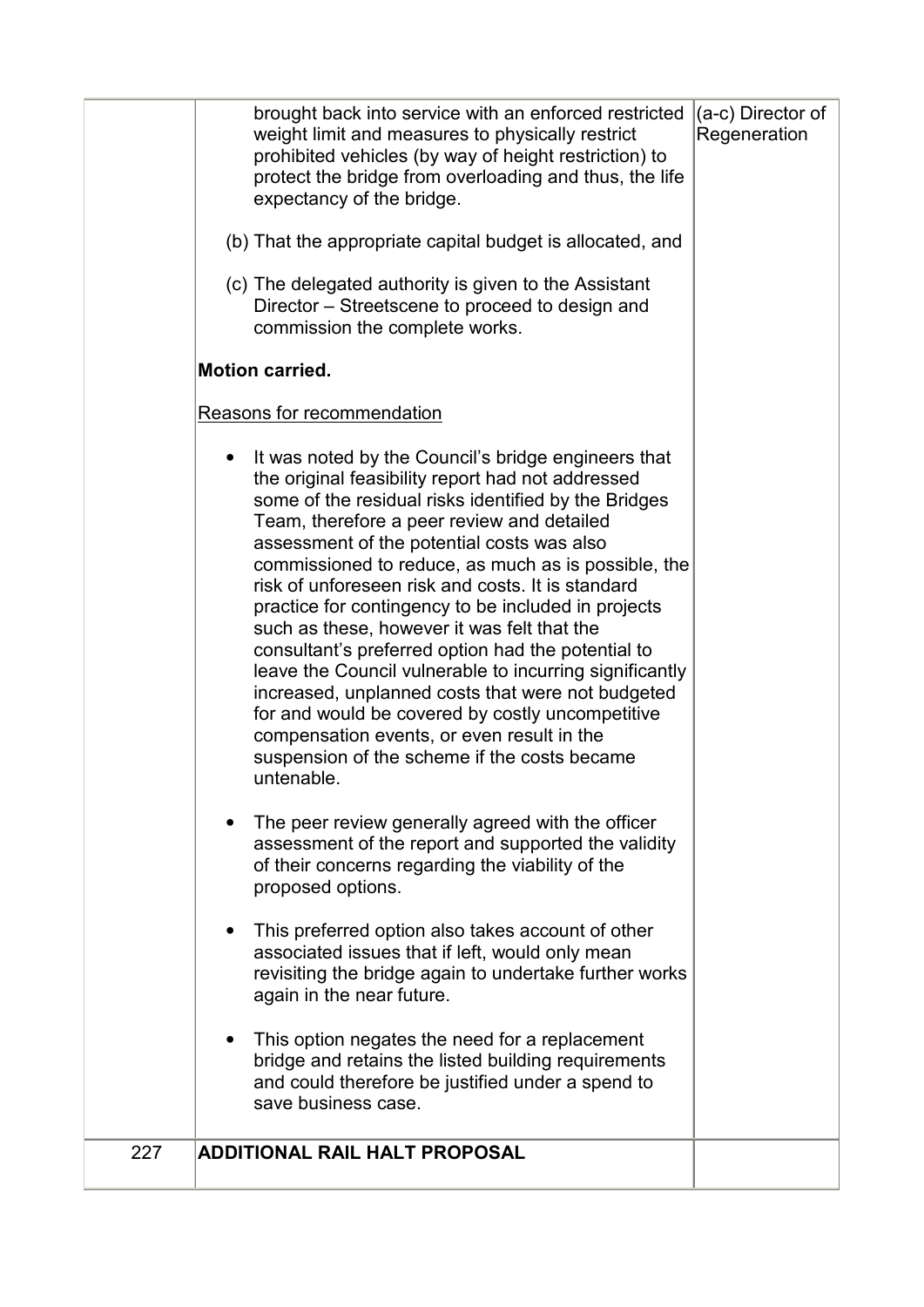| | | |
|---|---|---|
| | brought back into service with an enforced restricted weight limit and measures to physically restrict prohibited vehicles (by way of height restriction) to protect the bridge from overloading and thus, the life expectancy of the bridge.<br><br>(b) That the appropriate capital budget is allocated, and<br><br>(c) The delegated authority is given to the Assistant Director – Streetscene to proceed to design and commission the complete works.<br><br>**Motion carried.**<br><br>Reasons for recommendation<br><br>• It was noted by the Council's bridge engineers that the original feasibility report had not addressed some of the residual risks identified by the Bridges Team, therefore a peer review and detailed assessment of the potential costs was also commissioned to reduce, as much as is possible, the risk of unforeseen risk and costs. It is standard practice for contingency to be included in projects such as these, however it was felt that the consultant's preferred option had the potential to leave the Council vulnerable to incurring significantly increased, unplanned costs that were not budgeted for and would be covered by costly uncompetitive compensation events, or even result in the suspension of the scheme if the costs became untenable.<br><br>• The peer review generally agreed with the officer assessment of the report and supported the validity of their concerns regarding the viability of the proposed options.<br><br>• This preferred option also takes account of other associated issues that if left, would only mean revisiting the bridge again to undertake further works again in the near future.<br><br>• This option negates the need for a replacement bridge and retains the listed building requirements and could therefore be justified under a spend to save business case. | (a-c) Director of Regeneration |
| 227 | **ADDITIONAL RAIL HALT PROPOSAL** | |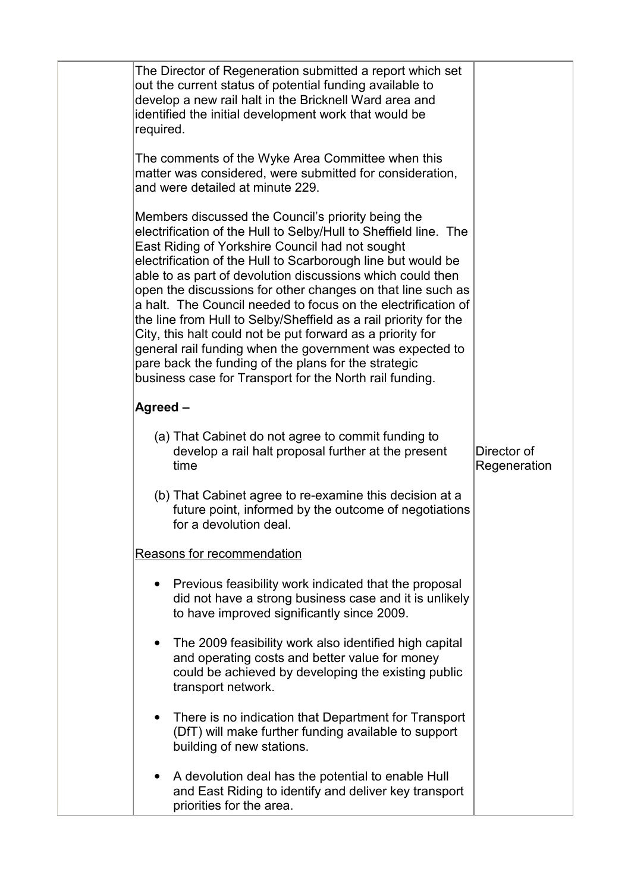| | | |
|---|---|---|
| | The Director of Regeneration submitted a report which set out the current status of potential funding available to develop a new rail halt in the Bricknell Ward area and identified the initial development work that would be required.<br><br>The comments of the Wyke Area Committee when this matter was considered, were submitted for consideration, and were detailed at minute 229.<br><br>Members discussed the Council's priority being the electrification of the Hull to Selby/Hull to Sheffield line. The East Riding of Yorkshire Council had not sought electrification of the Hull to Scarborough line but would be able to as part of devolution discussions which could then open the discussions for other changes on that line such as a halt. The Council needed to focus on the electrification of the line from Hull to Selby/Sheffield as a rail priority for the City, this halt could not be put forward as a priority for general rail funding when the government was expected to pare back the funding of the plans for the strategic business case for Transport for the North rail funding.<br><br>**Agreed –**<br><br>(a) That Cabinet do not agree to commit funding to develop a rail halt proposal further at the present time<br><br>(b) That Cabinet agree to re-examine this decision at a future point, informed by the outcome of negotiations for a devolution deal.<br><br><u>Reasons for recommendation</u><br><br>• Previous feasibility work indicated that the proposal did not have a strong business case and it is unlikely to have improved significantly since 2009.<br><br>• The 2009 feasibility work also identified high capital and operating costs and better value for money could be achieved by developing the existing public transport network.<br><br>• There is no indication that Department for Transport (DfT) will make further funding available to support building of new stations.<br><br>• A devolution deal has the potential to enable Hull and East Riding to identify and deliver key transport priorities for the area. | Director of Regeneration |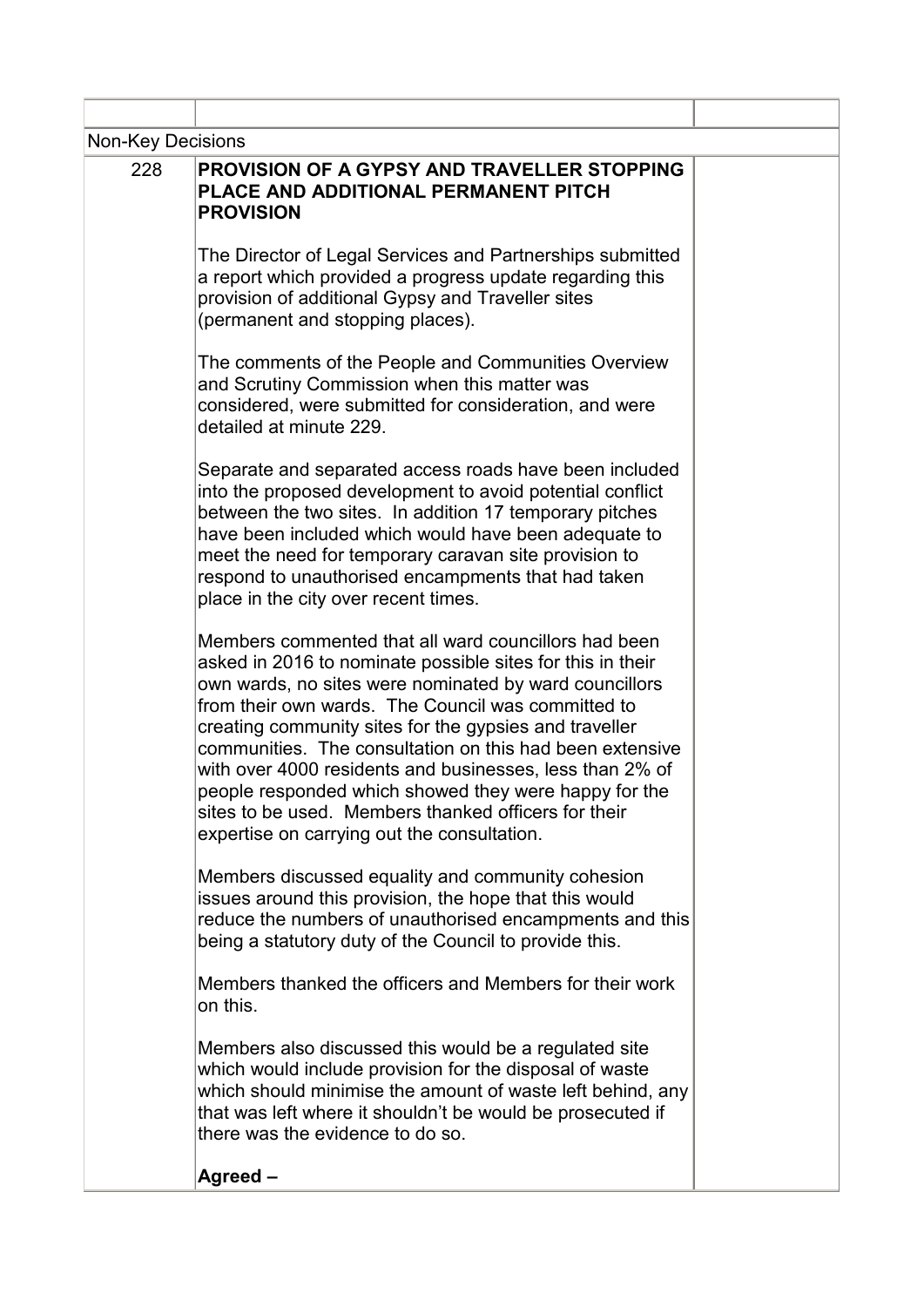| | | |
|---|---|---|
| Non-Key Decisions | | |
| 228 | **PROVISION OF A GYPSY AND TRAVELLER STOPPING PLACE AND ADDITIONAL PERMANENT PITCH PROVISION**<br><br>The Director of Legal Services and Partnerships submitted a report which provided a progress update regarding this provision of additional Gypsy and Traveller sites (permanent and stopping places).<br><br>The comments of the People and Communities Overview and Scrutiny Commission when this matter was considered, were submitted for consideration, and were detailed at minute 229.<br><br>Separate and separated access roads have been included into the proposed development to avoid potential conflict between the two sites. In addition 17 temporary pitches have been included which would have been adequate to meet the need for temporary caravan site provision to respond to unauthorised encampments that had taken place in the city over recent times.<br><br>Members commented that all ward councillors had been asked in 2016 to nominate possible sites for this in their own wards, no sites were nominated by ward councillors from their own wards. The Council was committed to creating community sites for the gypsies and traveller communities. The consultation on this had been extensive with over 4000 residents and businesses, less than 2% of people responded which showed they were happy for the sites to be used. Members thanked officers for their expertise on carrying out the consultation.<br><br>Members discussed equality and community cohesion issues around this provision, the hope that this would reduce the numbers of unauthorised encampments and this being a statutory duty of the Council to provide this.<br><br>Members thanked the officers and Members for their work on this.<br><br>Members also discussed this would be a regulated site which would include provision for the disposal of waste which should minimise the amount of waste left behind, any that was left where it shouldn't be would be prosecuted if there was the evidence to do so.<br><br>**Agreed –** | |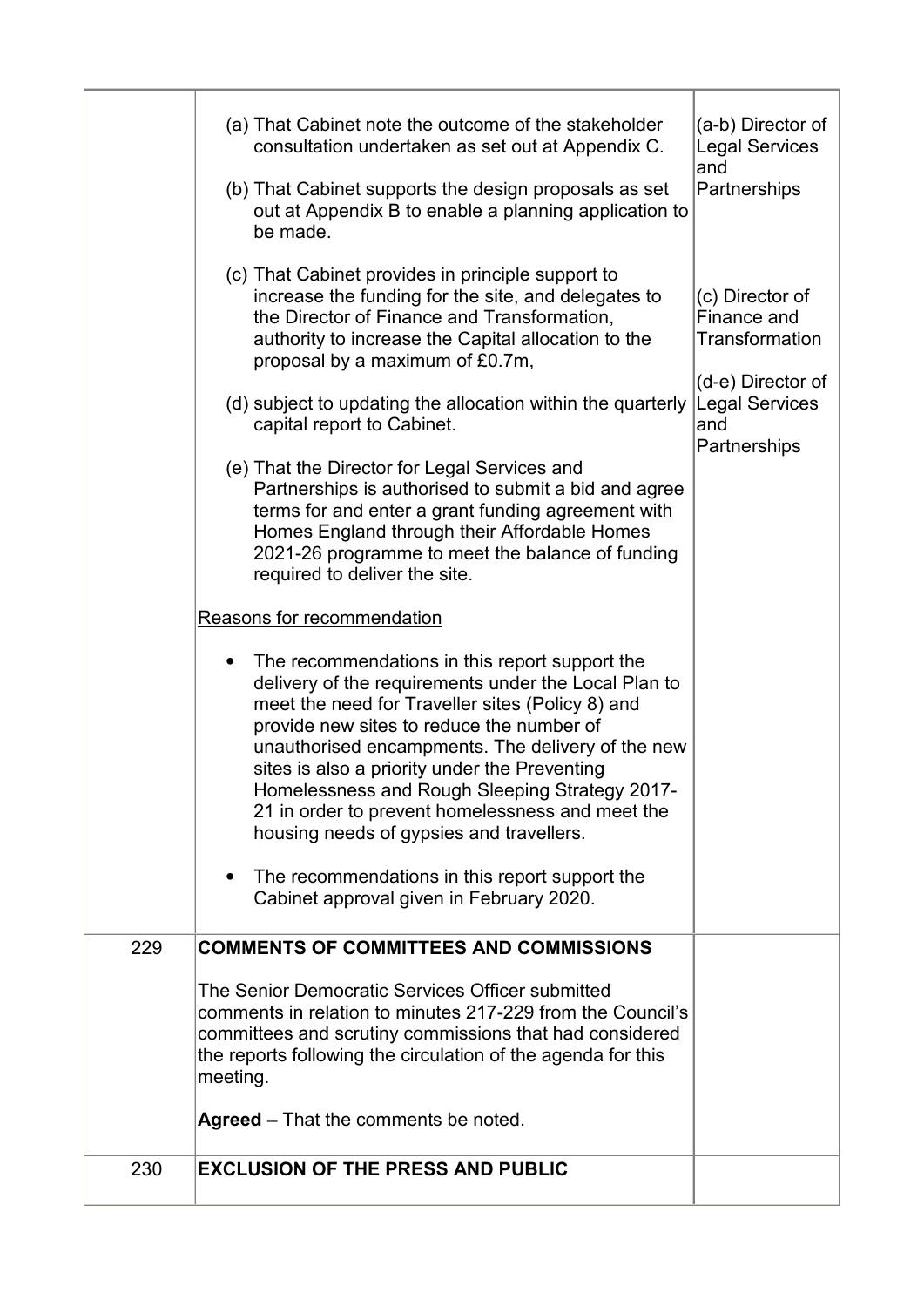| | | |
|---|---|---|
| | (a) That Cabinet note the outcome of the stakeholder consultation undertaken as set out at Appendix C.<br><br>(b) That Cabinet supports the design proposals as set out at Appendix B to enable a planning application to be made.<br><br>(c) That Cabinet provides in principle support to increase the funding for the site, and delegates to the Director of Finance and Transformation, authority to increase the Capital allocation to the proposal by a maximum of £0.7m,<br><br>(d) subject to updating the allocation within the quarterly capital report to Cabinet.<br><br>(e) That the Director for Legal Services and Partnerships is authorised to submit a bid and agree terms for and enter a grant funding agreement with Homes England through their Affordable Homes 2021-26 programme to meet the balance of funding required to deliver the site.<br><br>Reasons for recommendation<br><br>• The recommendations in this report support the delivery of the requirements under the Local Plan to meet the need for Traveller sites (Policy 8) and provide new sites to reduce the number of unauthorised encampments. The delivery of the new sites is also a priority under the Preventing Homelessness and Rough Sleeping Strategy 2017-21 in order to prevent homelessness and meet the housing needs of gypsies and travellers.<br><br>• The recommendations in this report support the Cabinet approval given in February 2020. | (a-b) Director of Legal Services and Partnerships<br><br>(c) Director of Finance and Transformation<br><br>(d-e) Director of Legal Services and Partnerships |
| 229 | **COMMENTS OF COMMITTEES AND COMMISSIONS**<br><br>The Senior Democratic Services Officer submitted comments in relation to minutes 217-229 from the Council's committees and scrutiny commissions that had considered the reports following the circulation of the agenda for this meeting.<br><br>**Agreed –** That the comments be noted. | |
| 230 | **EXCLUSION OF THE PRESS AND PUBLIC** | |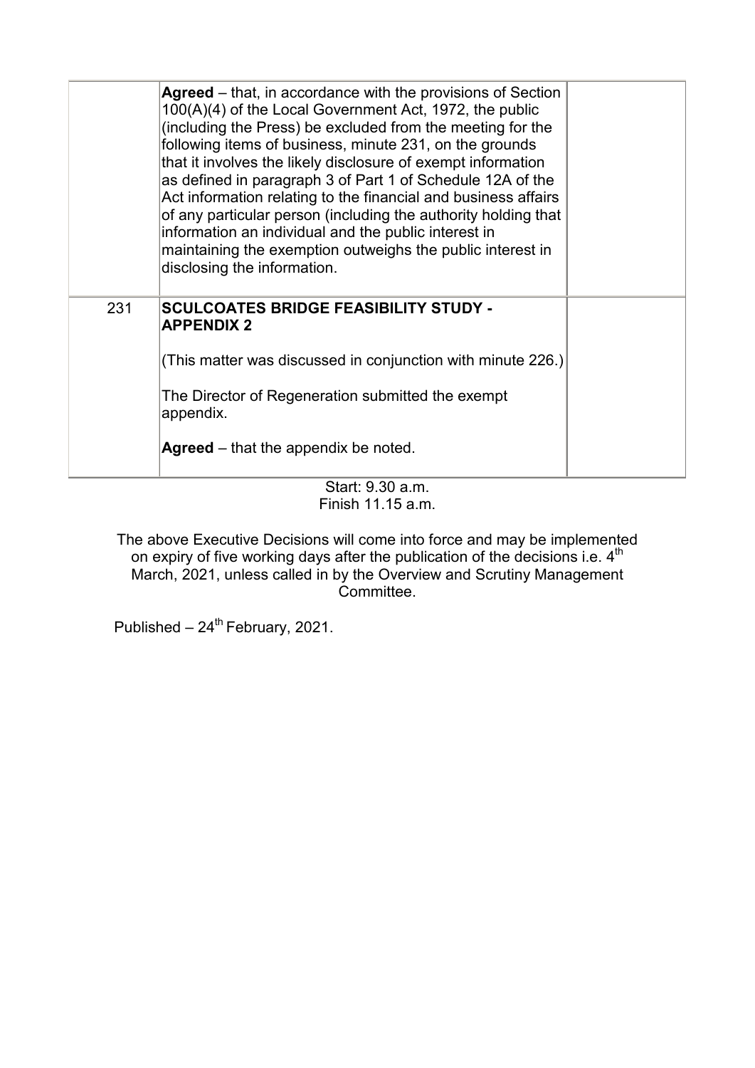| | | |
|---|---|---|
| | **Agreed** – that, in accordance with the provisions of Section 100(A)(4) of the Local Government Act, 1972, the public (including the Press) be excluded from the meeting for the following items of business, minute 231, on the grounds that it involves the likely disclosure of exempt information as defined in paragraph 3 of Part 1 of Schedule 12A of the Act information relating to the financial and business affairs of any particular person (including the authority holding that information an individual and the public interest in maintaining the exemption outweighs the public interest in disclosing the information. | |
| 231 | **SCULCOATES BRIDGE FEASIBILITY STUDY - APPENDIX 2**<br><br>(This matter was discussed in conjunction with minute 226.)<br><br>The Director of Regeneration submitted the exempt appendix.<br><br>**Agreed** – that the appendix be noted. | |

Start: 9.30 a.m.
Finish 11.15 a.m.

The above Executive Decisions will come into force and may be implemented on expiry of five working days after the publication of the decisions i.e. 4th March, 2021, unless called in by the Overview and Scrutiny Management Committee.

Published – 24th February, 2021.